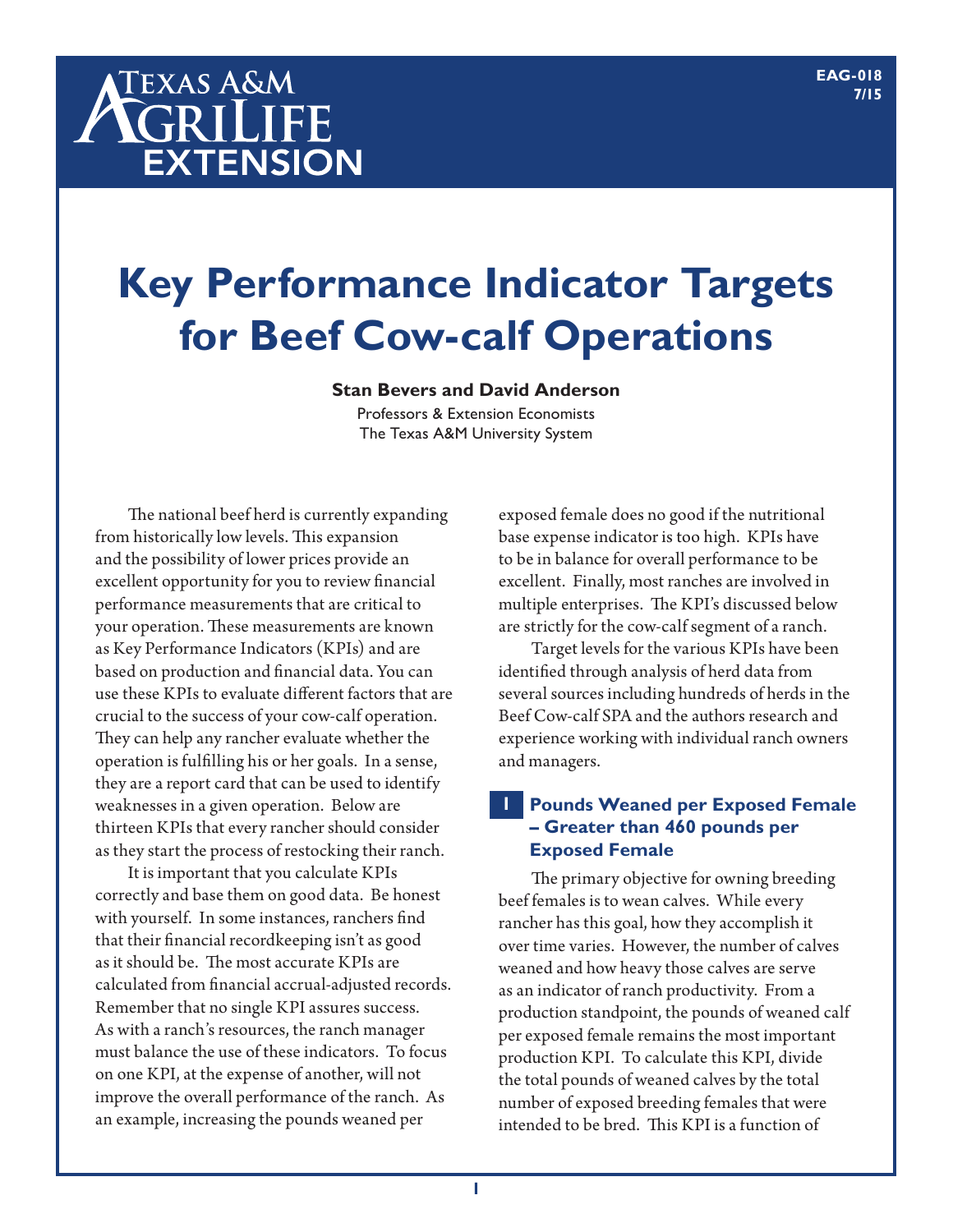Texas A&M AgriLife Extension

EAG-018
7/15

# Key Performance Indicator Targets for Beef Cow-calf Operations

**Stan Bevers and David Anderson**

Professors & Extension Economists
The Texas A&M University System

The national beef herd is currently expanding from historically low levels. This expansion and the possibility of lower prices provide an excellent opportunity for you to review financial performance measurements that are critical to your operation. These measurements are known as Key Performance Indicators (KPIs) and are based on production and financial data. You can use these KPIs to evaluate different factors that are crucial to the success of your cow-calf operation. They can help any rancher evaluate whether the operation is fulfilling his or her goals. In a sense, they are a report card that can be used to identify weaknesses in a given operation. Below are thirteen KPIs that every rancher should consider as they start the process of restocking their ranch.

It is important that you calculate KPIs correctly and base them on good data. Be honest with yourself. In some instances, ranchers find that their financial recordkeeping isn't as good as it should be. The most accurate KPIs are calculated from financial accrual-adjusted records. Remember that no single KPI assures success. As with a ranch's resources, the ranch manager must balance the use of these indicators. To focus on one KPI, at the expense of another, will not improve the overall performance of the ranch. As an example, increasing the pounds weaned per exposed female does no good if the nutritional base expense indicator is too high. KPIs have to be in balance for overall performance to be excellent. Finally, most ranches are involved in multiple enterprises. The KPI's discussed below are strictly for the cow-calf segment of a ranch.

Target levels for the various KPIs have been identified through analysis of herd data from several sources including hundreds of herds in the Beef Cow-calf SPA and the authors research and experience working with individual ranch owners and managers.

## 1 Pounds Weaned per Exposed Female – Greater than 460 pounds per Exposed Female

The primary objective for owning breeding beef females is to wean calves. While every rancher has this goal, how they accomplish it over time varies. However, the number of calves weaned and how heavy those calves are serve as an indicator of ranch productivity. From a production standpoint, the pounds of weaned calf per exposed female remains the most important production KPI. To calculate this KPI, divide the total pounds of weaned calves by the total number of exposed breeding females that were intended to be bred. This KPI is a function of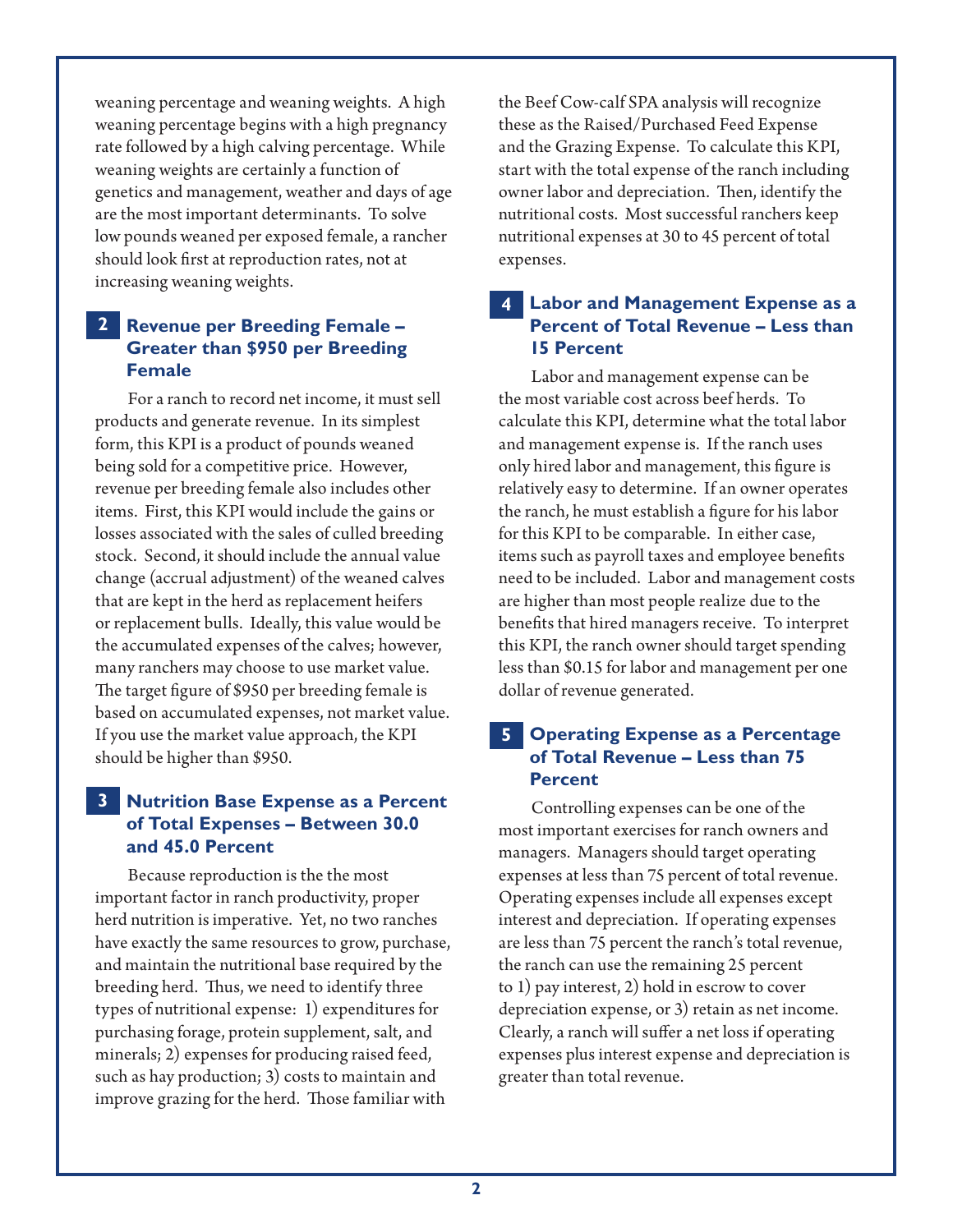weaning percentage and weaning weights. A high weaning percentage begins with a high pregnancy rate followed by a high calving percentage. While weaning weights are certainly a function of genetics and management, weather and days of age are the most important determinants. To solve low pounds weaned per exposed female, a rancher should look first at reproduction rates, not at increasing weaning weights.

## 2 Revenue per Breeding Female – Greater than $950 per Breeding Female

For a ranch to record net income, it must sell products and generate revenue. In its simplest form, this KPI is a product of pounds weaned being sold for a competitive price. However, revenue per breeding female also includes other items. First, this KPI would include the gains or losses associated with the sales of culled breeding stock. Second, it should include the annual value change (accrual adjustment) of the weaned calves that are kept in the herd as replacement heifers or replacement bulls. Ideally, this value would be the accumulated expenses of the calves; however, many ranchers may choose to use market value. The target figure of $950 per breeding female is based on accumulated expenses, not market value. If you use the market value approach, the KPI should be higher than $950.

## 3 Nutrition Base Expense as a Percent of Total Expenses – Between 30.0 and 45.0 Percent

Because reproduction is the the most important factor in ranch productivity, proper herd nutrition is imperative. Yet, no two ranches have exactly the same resources to grow, purchase, and maintain the nutritional base required by the breeding herd. Thus, we need to identify three types of nutritional expense: 1) expenditures for purchasing forage, protein supplement, salt, and minerals; 2) expenses for producing raised feed, such as hay production; 3) costs to maintain and improve grazing for the herd. Those familiar with the Beef Cow-calf SPA analysis will recognize these as the Raised/Purchased Feed Expense and the Grazing Expense. To calculate this KPI, start with the total expense of the ranch including owner labor and depreciation. Then, identify the nutritional costs. Most successful ranchers keep nutritional expenses at 30 to 45 percent of total expenses.

## 4 Labor and Management Expense as a Percent of Total Revenue – Less than 15 Percent

Labor and management expense can be the most variable cost across beef herds. To calculate this KPI, determine what the total labor and management expense is. If the ranch uses only hired labor and management, this figure is relatively easy to determine. If an owner operates the ranch, he must establish a figure for his labor for this KPI to be comparable. In either case, items such as payroll taxes and employee benefits need to be included. Labor and management costs are higher than most people realize due to the benefits that hired managers receive. To interpret this KPI, the ranch owner should target spending less than $0.15 for labor and management per one dollar of revenue generated.

## 5 Operating Expense as a Percentage of Total Revenue – Less than 75 Percent

Controlling expenses can be one of the most important exercises for ranch owners and managers. Managers should target operating expenses at less than 75 percent of total revenue. Operating expenses include all expenses except interest and depreciation. If operating expenses are less than 75 percent the ranch's total revenue, the ranch can use the remaining 25 percent to 1) pay interest, 2) hold in escrow to cover depreciation expense, or 3) retain as net income. Clearly, a ranch will suffer a net loss if operating expenses plus interest expense and depreciation is greater than total revenue.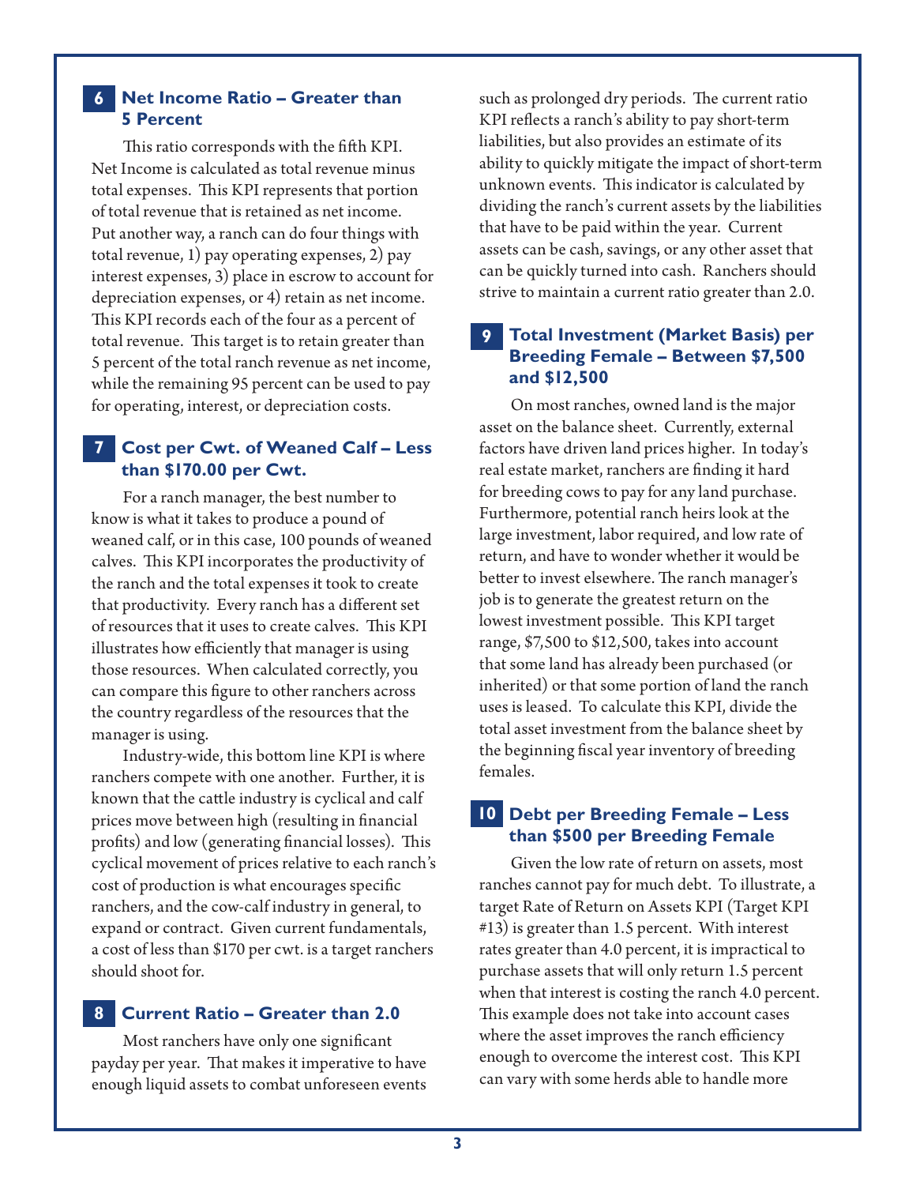## 6 Net Income Ratio – Greater than 5 Percent

This ratio corresponds with the fifth KPI. Net Income is calculated as total revenue minus total expenses. This KPI represents that portion of total revenue that is retained as net income. Put another way, a ranch can do four things with total revenue, 1) pay operating expenses, 2) pay interest expenses, 3) place in escrow to account for depreciation expenses, or 4) retain as net income. This KPI records each of the four as a percent of total revenue. This target is to retain greater than 5 percent of the total ranch revenue as net income, while the remaining 95 percent can be used to pay for operating, interest, or depreciation costs.

## 7 Cost per Cwt. of Weaned Calf – Less than $170.00 per Cwt.

For a ranch manager, the best number to know is what it takes to produce a pound of weaned calf, or in this case, 100 pounds of weaned calves. This KPI incorporates the productivity of the ranch and the total expenses it took to create that productivity. Every ranch has a different set of resources that it uses to create calves. This KPI illustrates how efficiently that manager is using those resources. When calculated correctly, you can compare this figure to other ranchers across the country regardless of the resources that the manager is using.

Industry-wide, this bottom line KPI is where ranchers compete with one another. Further, it is known that the cattle industry is cyclical and calf prices move between high (resulting in financial profits) and low (generating financial losses). This cyclical movement of prices relative to each ranch's cost of production is what encourages specific ranchers, and the cow-calf industry in general, to expand or contract. Given current fundamentals, a cost of less than $170 per cwt. is a target ranchers should shoot for.

## 8 Current Ratio – Greater than 2.0

Most ranchers have only one significant payday per year. That makes it imperative to have enough liquid assets to combat unforeseen events such as prolonged dry periods. The current ratio KPI reflects a ranch's ability to pay short-term liabilities, but also provides an estimate of its ability to quickly mitigate the impact of short-term unknown events. This indicator is calculated by dividing the ranch's current assets by the liabilities that have to be paid within the year. Current assets can be cash, savings, or any other asset that can be quickly turned into cash. Ranchers should strive to maintain a current ratio greater than 2.0.

## 9 Total Investment (Market Basis) per Breeding Female – Between $7,500 and $12,500

On most ranches, owned land is the major asset on the balance sheet. Currently, external factors have driven land prices higher. In today's real estate market, ranchers are finding it hard for breeding cows to pay for any land purchase. Furthermore, potential ranch heirs look at the large investment, labor required, and low rate of return, and have to wonder whether it would be better to invest elsewhere. The ranch manager's job is to generate the greatest return on the lowest investment possible. This KPI target range, $7,500 to $12,500, takes into account that some land has already been purchased (or inherited) or that some portion of land the ranch uses is leased. To calculate this KPI, divide the total asset investment from the balance sheet by the beginning fiscal year inventory of breeding females.

## 10 Debt per Breeding Female – Less than $500 per Breeding Female

Given the low rate of return on assets, most ranches cannot pay for much debt. To illustrate, a target Rate of Return on Assets KPI (Target KPI #13) is greater than 1.5 percent. With interest rates greater than 4.0 percent, it is impractical to purchase assets that will only return 1.5 percent when that interest is costing the ranch 4.0 percent. This example does not take into account cases where the asset improves the ranch efficiency enough to overcome the interest cost. This KPI can vary with some herds able to handle more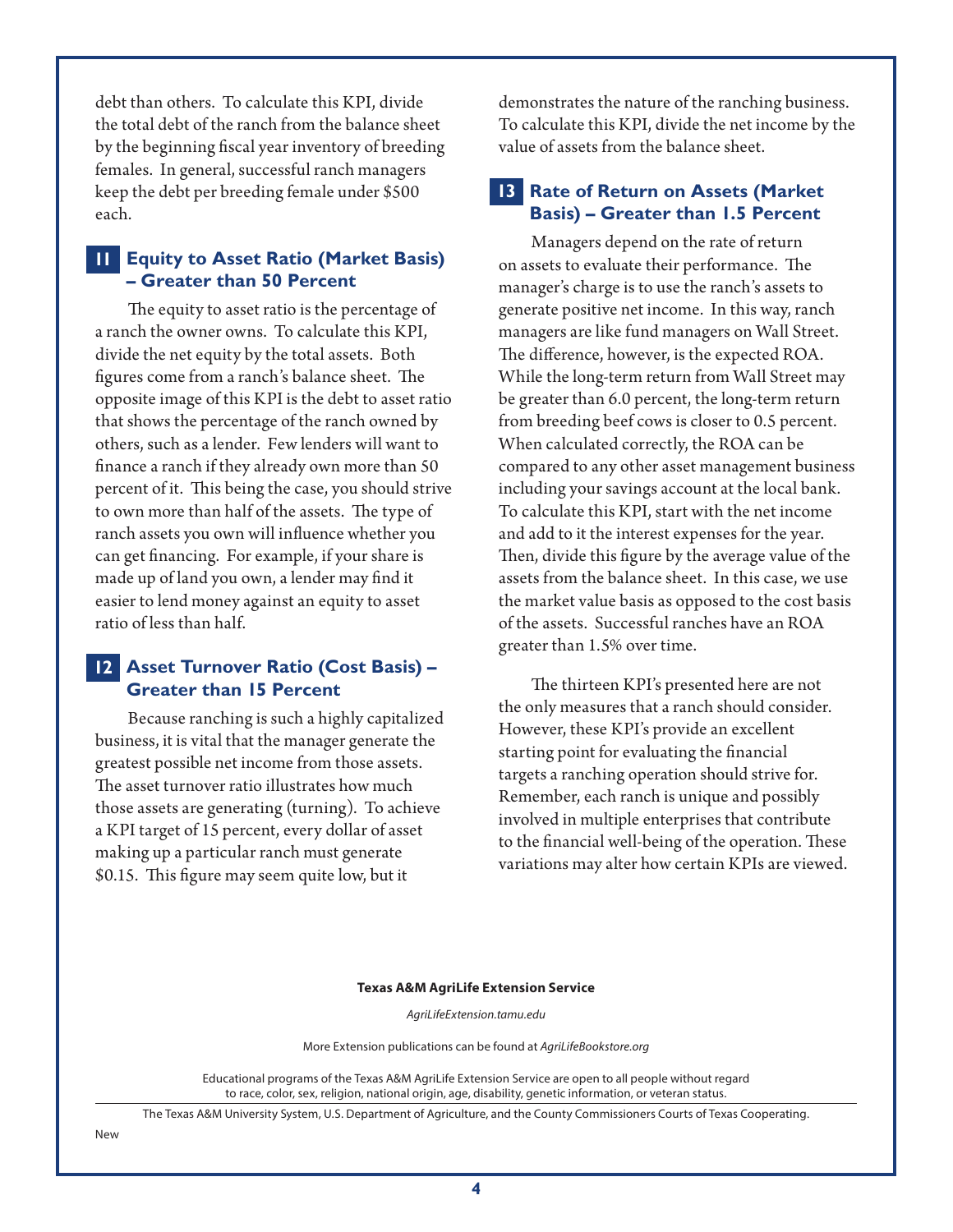debt than others. To calculate this KPI, divide the total debt of the ranch from the balance sheet by the beginning fiscal year inventory of breeding females. In general, successful ranch managers keep the debt per breeding female under $500 each.

## 11 Equity to Asset Ratio (Market Basis) – Greater than 50 Percent

The equity to asset ratio is the percentage of a ranch the owner owns. To calculate this KPI, divide the net equity by the total assets. Both figures come from a ranch's balance sheet. The opposite image of this KPI is the debt to asset ratio that shows the percentage of the ranch owned by others, such as a lender. Few lenders will want to finance a ranch if they already own more than 50 percent of it. This being the case, you should strive to own more than half of the assets. The type of ranch assets you own will influence whether you can get financing. For example, if your share is made up of land you own, a lender may find it easier to lend money against an equity to asset ratio of less than half.

## 12 Asset Turnover Ratio (Cost Basis) – Greater than 15 Percent

Because ranching is such a highly capitalized business, it is vital that the manager generate the greatest possible net income from those assets. The asset turnover ratio illustrates how much those assets are generating (turning). To achieve a KPI target of 15 percent, every dollar of asset making up a particular ranch must generate $0.15. This figure may seem quite low, but it demonstrates the nature of the ranching business. To calculate this KPI, divide the net income by the value of assets from the balance sheet.

## 13 Rate of Return on Assets (Market Basis) – Greater than 1.5 Percent

Managers depend on the rate of return on assets to evaluate their performance. The manager's charge is to use the ranch's assets to generate positive net income. In this way, ranch managers are like fund managers on Wall Street. The difference, however, is the expected ROA. While the long-term return from Wall Street may be greater than 6.0 percent, the long-term return from breeding beef cows is closer to 0.5 percent. When calculated correctly, the ROA can be compared to any other asset management business including your savings account at the local bank. To calculate this KPI, start with the net income and add to it the interest expenses for the year. Then, divide this figure by the average value of the assets from the balance sheet. In this case, we use the market value basis as opposed to the cost basis of the assets. Successful ranches have an ROA greater than 1.5% over time.

The thirteen KPI's presented here are not the only measures that a ranch should consider. However, these KPI's provide an excellent starting point for evaluating the financial targets a ranching operation should strive for. Remember, each ranch is unique and possibly involved in multiple enterprises that contribute to the financial well-being of the operation. These variations may alter how certain KPIs are viewed.

**Texas A&M AgriLife Extension Service**

*AgriLifeExtension.tamu.edu*

More Extension publications can be found at *AgriLifeBookstore.org*

Educational programs of the Texas A&M AgriLife Extension Service are open to all people without regard to race, color, sex, religion, national origin, age, disability, genetic information, or veteran status.

The Texas A&M University System, U.S. Department of Agriculture, and the County Commissioners Courts of Texas Cooperating.

New